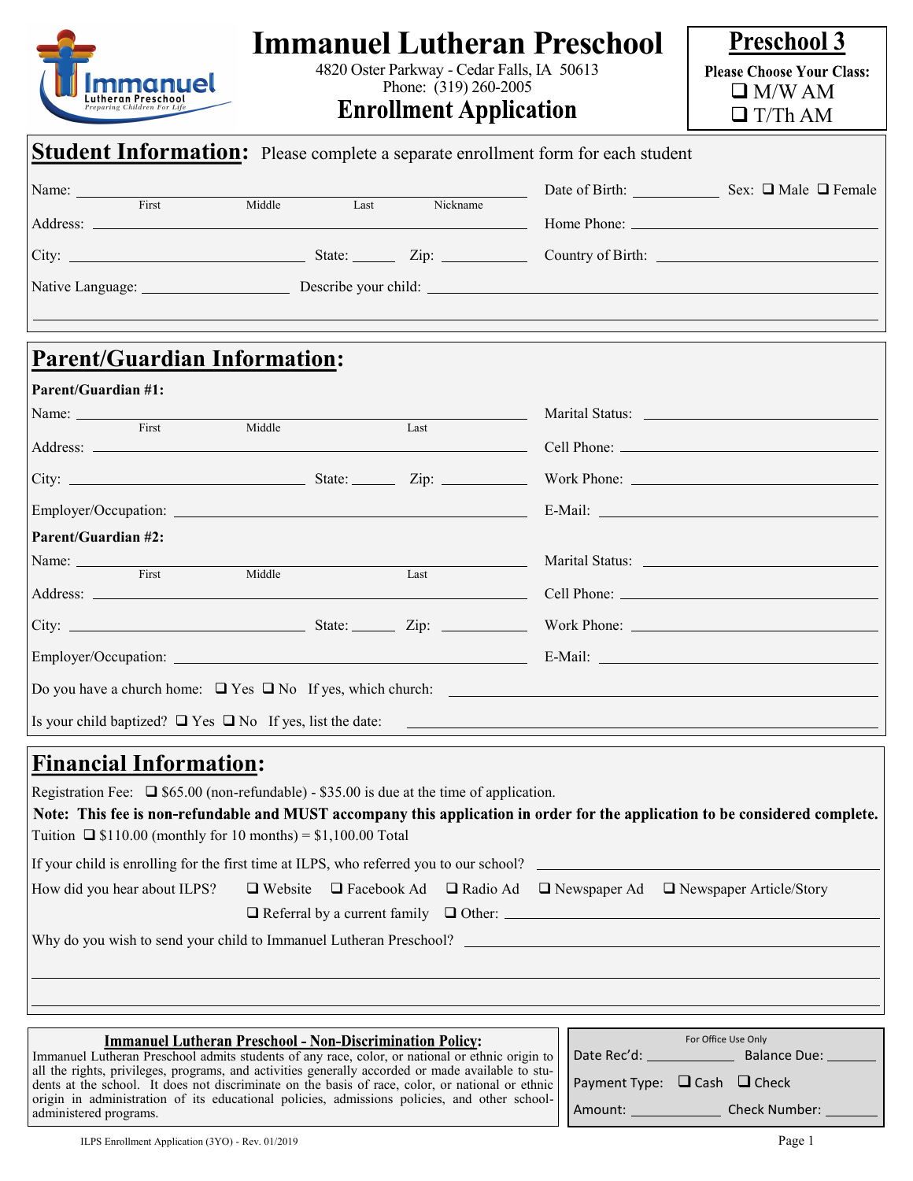# Immanuel Lutheran Preschool

4820 Oster Parkway - Cedar Falls, IA 50613
Phone: (319) 260-2005

## Enrollment Application

**Preschool 3**

**Please Choose Your Class:**
- ❑ M/W AM
- ❑ T/Th AM

## Student Information: 

Please complete a separate enrollment form for each student

Name: ______________________ (First / Middle / Last / Nickname)    Date of Birth: __________    Sex: ❑ Male ❑ Female

Address: ______________________    Home Phone: ______________________

City: ______________ State: ______ Zip: ________    Country of Birth: ______________________

Native Language: ______________ Describe your child: ______________________

______________________________________________

## Parent/Guardian Information:

**Parent/Guardian #1:**

Name: ______________________ (First / Middle / Last)    Marital Status: ______________________

Address: ______________________    Cell Phone: ______________________

City: ______________ State: ______ Zip: ________    Work Phone: ______________________

Employer/Occupation: ______________________    E-Mail: ______________________

**Parent/Guardian #2:**

Name: ______________________ (First / Middle / Last)    Marital Status: ______________________

Address: ______________________    Cell Phone: ______________________

City: ______________ State: ______ Zip: ________    Work Phone: ______________________

Employer/Occupation: ______________________    E-Mail: ______________________

Do you have a church home: ❑ Yes ❑ No If yes, which church: ______________________

Is your child baptized? ❑ Yes ❑ No If yes, list the date: ______________________

## Financial Information:

Registration Fee: ❑ $65.00 (non-refundable) - $35.00 is due at the time of application.

**Note: This fee is non-refundable and MUST accompany this application in order for the application to be considered complete.**

Tuition ❑ $110.00 (monthly for 10 months) = $1,100.00 Total

If your child is enrolling for the first time at ILPS, who referred you to our school? ______________________

How did you hear about ILPS? ❑ Website ❑ Facebook Ad ❑ Radio Ad ❑ Newspaper Ad ❑ Newspaper Article/Story ❑ Referral by a current family ❑ Other: ______________________

Why do you wish to send your child to Immanuel Lutheran Preschool? ______________________

______________________________________________

______________________________________________

**Immanuel Lutheran Preschool - Non-Discrimination Policy:**

Immanuel Lutheran Preschool admits students of any race, color, or national or ethnic origin to all the rights, privileges, programs, and activities generally accorded or made available to students at the school. It does not discriminate on the basis of race, color, or national or ethnic origin in administration of its educational policies, admissions policies, and other school-administered programs.

For Office Use Only

Date Rec'd: __________ Balance Due: __________

Payment Type: ❑ Cash ❑ Check

Amount: __________ Check Number: __________

ILPS Enrollment Application (3YO) - Rev. 01/2019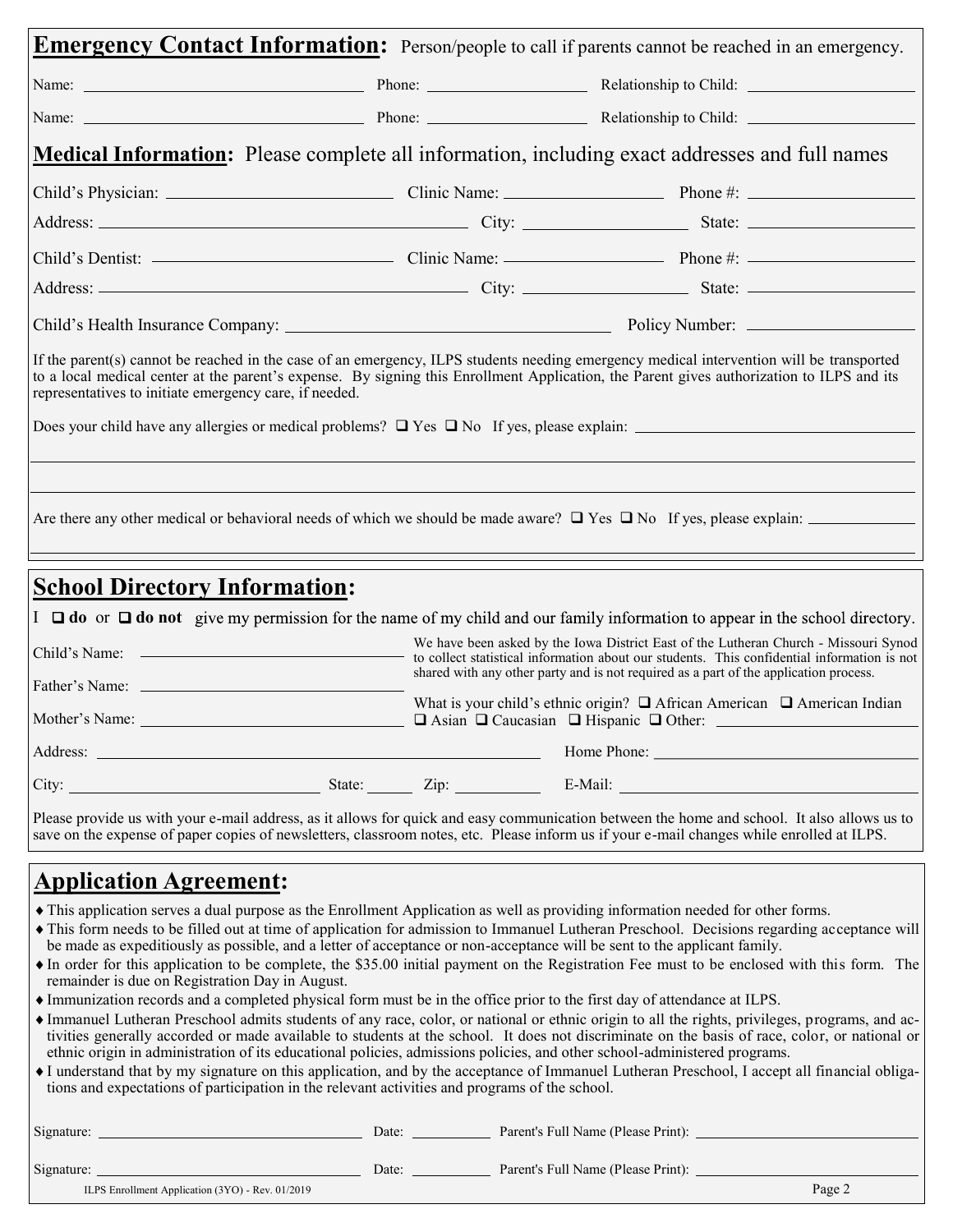## Emergency Contact Information: Person/people to call if parents cannot be reached in an emergency.

Name: ______________________ Phone: ______________ Relationship to Child: ______________

Name: ______________________ Phone: ______________ Relationship to Child: ______________

## Medical Information: Please complete all information, including exact addresses and full names

Child's Physician: ______________ Clinic Name: ______________ Phone #: ______________

Address: ______________________ City: ______________ State: ______________

Child's Dentist: ______________ Clinic Name: ______________ Phone #: ______________

Address: ______________________ City: ______________ State: ______________

Child's Health Insurance Company: ______________________ Policy Number: ______________

If the parent(s) cannot be reached in the case of an emergency, ILPS students needing emergency medical intervention will be transported to a local medical center at the parent's expense. By signing this Enrollment Application, the Parent gives authorization to ILPS and its representatives to initiate emergency care, if needed.

Does your child have any allergies or medical problems? ❑ Yes ❑ No If yes, please explain: ______________

Are there any other medical or behavioral needs of which we should be made aware? ❑ Yes ❑ No If yes, please explain: ______________

## School Directory Information:

I ❑ **do** or ❑ **do not** give my permission for the name of my child and our family information to appear in the school directory.

Child's Name: ______________________

Father's Name: ______________________

Mother's Name: ______________________

We have been asked by the Iowa District East of the Lutheran Church - Missouri Synod to collect statistical information about our students. This confidential information is not shared with any other party and is not required as a part of the application process.

What is your child's ethnic origin? ❑ African American ❑ American Indian ❑ Asian ❑ Caucasian ❑ Hispanic ❑ Other: ______________

Address: ______________________ Home Phone: ______________

City: ______________ State: ______ Zip: ______ E-Mail: ______________

Please provide us with your e-mail address, as it allows for quick and easy communication between the home and school. It also allows us to save on the expense of paper copies of newsletters, classroom notes, etc. Please inform us if your e-mail changes while enrolled at ILPS.

## Application Agreement:

- This application serves a dual purpose as the Enrollment Application as well as providing information needed for other forms.
- This form needs to be filled out at time of application for admission to Immanuel Lutheran Preschool. Decisions regarding acceptance will be made as expeditiously as possible, and a letter of acceptance or non-acceptance will be sent to the applicant family.
- In order for this application to be complete, the $35.00 initial payment on the Registration Fee must to be enclosed with this form. The remainder is due on Registration Day in August.
- Immunization records and a completed physical form must be in the office prior to the first day of attendance at ILPS.
- Immanuel Lutheran Preschool admits students of any race, color, or national or ethnic origin to all the rights, privileges, programs, and activities generally accorded or made available to students at the school. It does not discriminate on the basis of race, color, or national or ethnic origin in administration of its educational policies, admissions policies, and other school-administered programs.
- I understand that by my signature on this application, and by the acceptance of Immanuel Lutheran Preschool, I accept all financial obligations and expectations of participation in the relevant activities and programs of the school.

Signature: ______________________ Date: __________ Parent's Full Name (Please Print): ______________________

Signature: ______________________ Date: __________ Parent's Full Name (Please Print): ______________________

ILPS Enrollment Application (3YO) - Rev. 01/2019